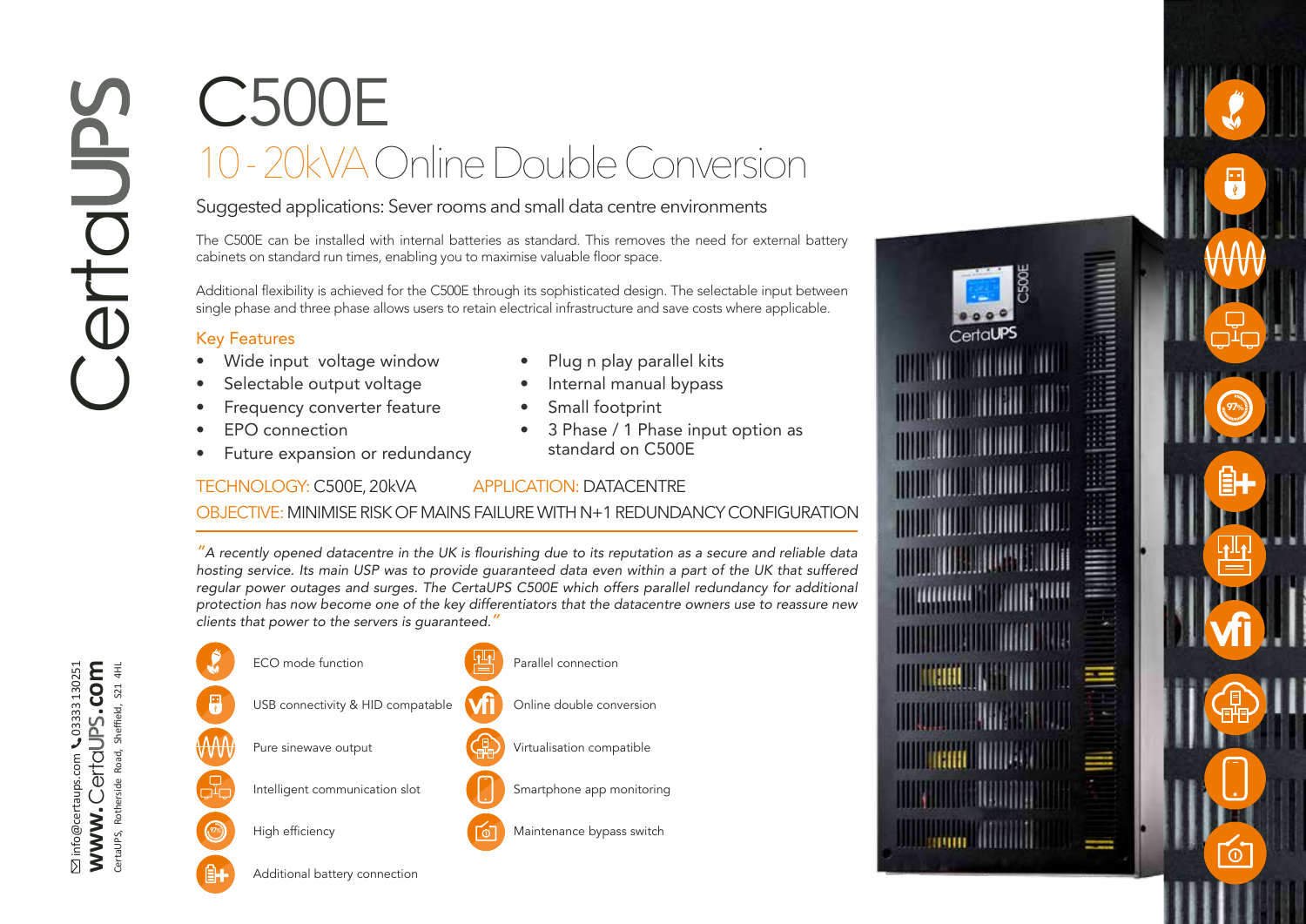# C500E

## 10 - 20kVA Online Double Conversion

### Suggested applications: Sever rooms and small data centre environments

The C500E can be installed with internal batteries as standard. This removes the need for external battery cabinets on standard run times, enabling you to maximise valuable floor space.

Additional flexibility is achieved for the C500E through its sophisticated design. The selectable input between single phase and three phase allows users to retain electrical infrastructure and save costs where applicable.

### Key Features

- Wide input voltage window
- Selectable output voltage
- Frequency converter feature
- EPO connection
- Future expansion or redundancy
- Plug n play parallel kits
- Internal manual bypass
- Small footprint
- 3 Phase / 1 Phase input option as standard on C500E

TECHNOLOGY: C500E, 20kVA APPLICATION: DATACENTRE

OBJECTIVE: MINIMISE RISK OF MAINS FAILURE WITH N+1 REDUNDANCY CONFIGURATION

*"A recently opened datacentre in the UK is flourishing due to its reputation as a secure and reliable data hosting service. Its main USP was to provide guaranteed data even within a part of the UK that suffered regular power outages and surges. The CertaUPS C500E which offers parallel redundancy for additional protection has now become one of the key differentiators that the datacentre owners use to reassure new clients that power to the servers is guaranteed."*

- ECO mode function
- USB connectivity & HID compatable
- Pure sinewave output
- Intelligent communication slot
- High efficiency
- Additional battery connection
- Parallel connection
- Online double conversion
- Virtualisation compatible
- Smartphone app monitoring
- Maintenance bypass switch

info@certaups.com 03333 130251
**www.CertaUPS.com**
CertaUPS, Rotherside Road, Sheffield, S21 4HL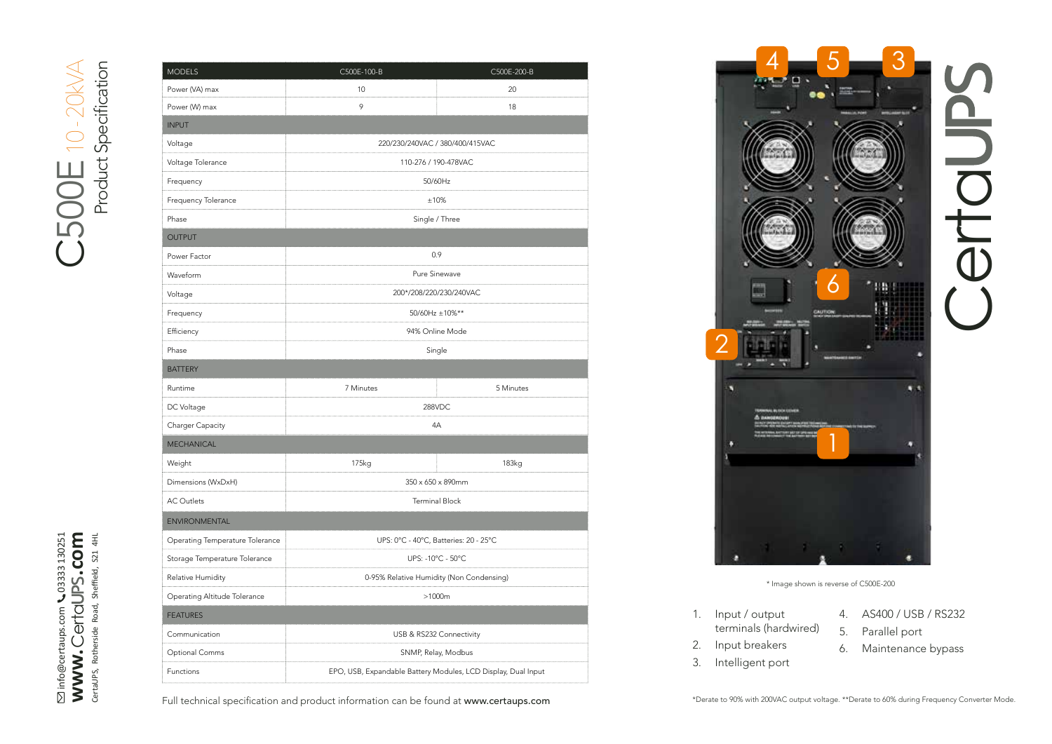# C500E 10 - 20kVA

## Product Specification

| MODELS | C500E-100-B | C500E-200-B |
|---|---|---|
| Power (VA) max | 10 | 20 |
| Power (W) max | 9 | 18 |
| **INPUT** | | |
| Voltage | 220/230/240VAC / 380/400/415VAC | |
| Voltage Tolerance | 110-276 / 190-478VAC | |
| Frequency | 50/60Hz | |
| Frequency Tolerance | ±10% | |
| Phase | Single / Three | |
| **OUTPUT** | | |
| Power Factor | 0.9 | |
| Waveform | Pure Sinewave | |
| Voltage | 200*/208/220/230/240VAC | |
| Frequency | 50/60Hz ±10%** | |
| Efficiency | 94% Online Mode | |
| Phase | Single | |
| **BATTERY** | | |
| Runtime | 7 Minutes | 5 Minutes |
| DC Voltage | 288VDC | |
| Charger Capacity | 4A | |
| **MECHANICAL** | | |
| Weight | 175kg | 183kg |
| Dimensions (WxDxH) | 350 x 650 x 890mm | |
| AC Outlets | Terminal Block | |
| **ENVIRONMENTAL** | | |
| Operating Temperature Tolerance | UPS: 0°C - 40°C, Batteries: 20 - 25°C | |
| Storage Temperature Tolerance | UPS: -10°C - 50°C | |
| Relative Humidity | 0-95% Relative Humidity (Non Condensing) | |
| Operating Altitude Tolerance | >1000m | |
| **FEATURES** | | |
| Communication | USB & RS232 Connectivity | |
| Optional Comms | SNMP, Relay, Modbus | |
| Functions | EPO, USB, Expandable Battery Modules, LCD Display, Dual Input | |

Full technical specification and product information can be found at **www.certaups.com**

* Image shown is reverse of C500E-200

1. Input / output terminals (hardwired)
2. Input breakers
3. Intelligent port
4. AS400 / USB / RS232
5. Parallel port
6. Maintenance bypass

*Derate to 90% with 200VAC output voltage. **Derate to 60% during Frequency Converter Mode.

CertaUPS

info@certaups.com 03333 130251

**www.CertaUPS.com**

CertaUPS, Rotherside Road, Sheffield, S21 4HL